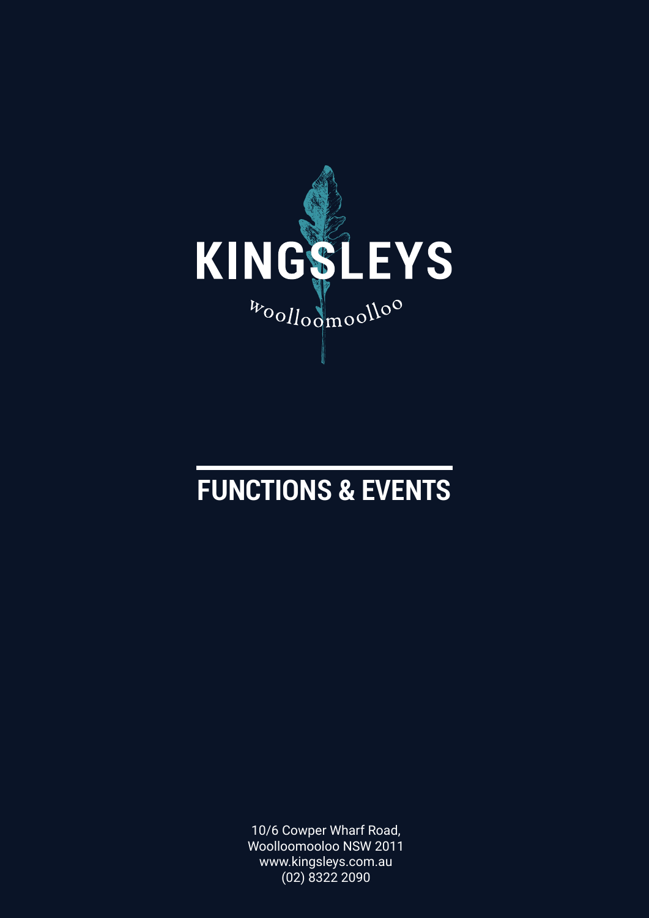# KINGSLEYS

woolloomooloo

## FUNCTIONS & EVENTS

10/6 Cowper Wharf Road,
Woolloomooloo NSW 2011
www.kingsleys.com.au
(02) 8322 2090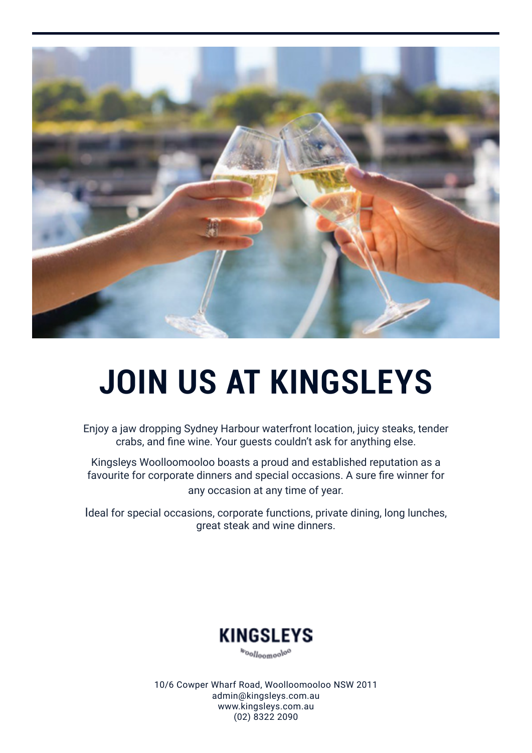# JOIN US AT KINGSLEYS

Enjoy a jaw dropping Sydney Harbour waterfront location, juicy steaks, tender crabs, and fine wine. Your guests couldn't ask for anything else.

Kingsleys Woolloomooloo boasts a proud and established reputation as a favourite for corporate dinners and special occasions. A sure fire winner for any occasion at any time of year.

Ideal for special occasions, corporate functions, private dining, long lunches, great steak and wine dinners.

**KINGSLEYS**

Woolloomooloo

10/6 Cowper Wharf Road, Woolloomooloo NSW 2011
admin@kingsleys.com.au
www.kingsleys.com.au
(02) 8322 2090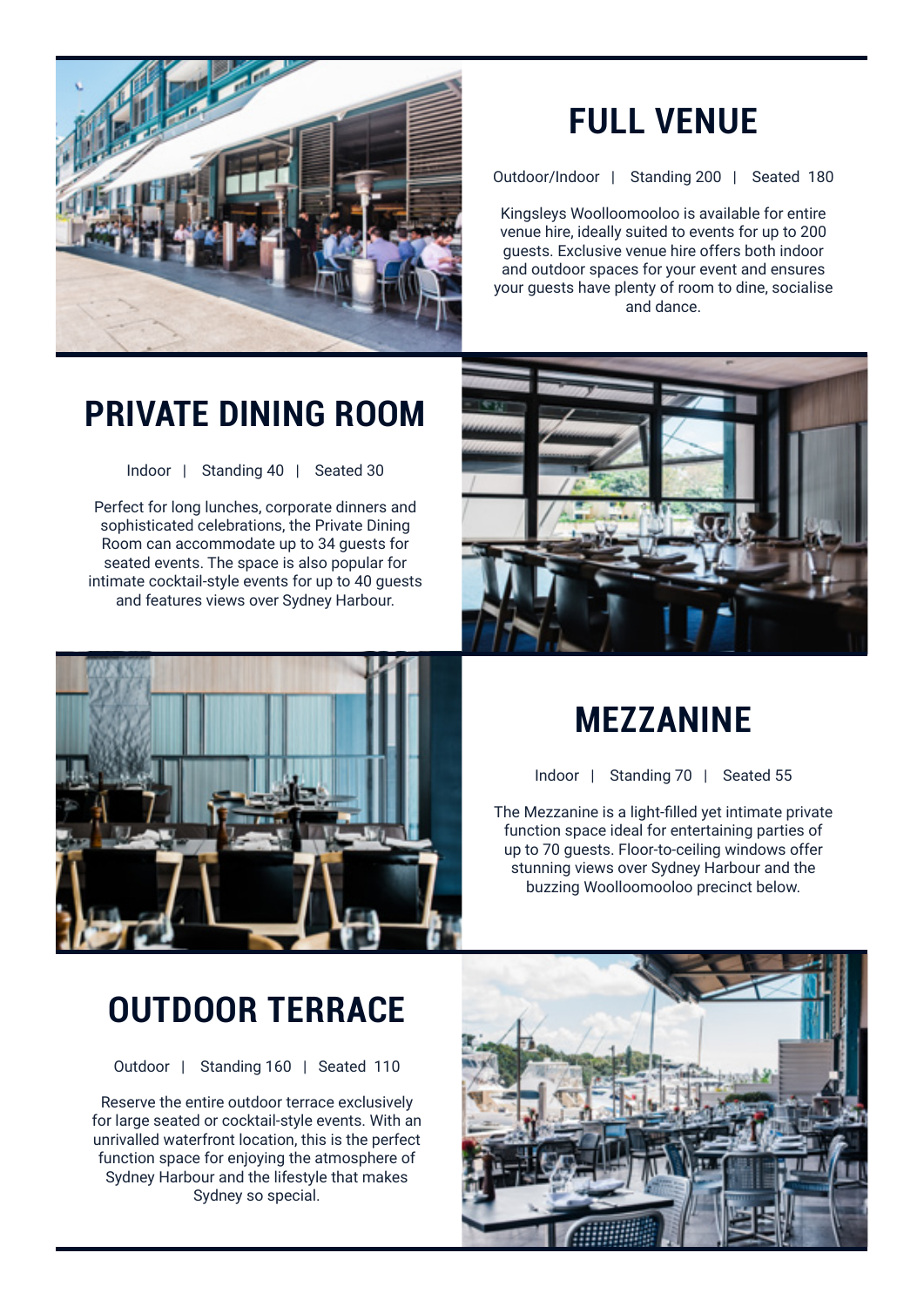## FULL VENUE

Outdoor/Indoor | Standing 200 | Seated 180

Kingsleys Woolloomooloo is available for entire venue hire, ideally suited to events for up to 200 guests. Exclusive venue hire offers both indoor and outdoor spaces for your event and ensures your guests have plenty of room to dine, socialise and dance.

## PRIVATE DINING ROOM

Indoor | Standing 40 | Seated 30

Perfect for long lunches, corporate dinners and sophisticated celebrations, the Private Dining Room can accommodate up to 34 guests for seated events. The space is also popular for intimate cocktail-style events for up to 40 guests and features views over Sydney Harbour.

## MEZZANINE

Indoor | Standing 70 | Seated 55

The Mezzanine is a light-filled yet intimate private function space ideal for entertaining parties of up to 70 guests. Floor-to-ceiling windows offer stunning views over Sydney Harbour and the buzzing Woolloomooloo precinct below.

## OUTDOOR TERRACE

Outdoor | Standing 160 | Seated 110

Reserve the entire outdoor terrace exclusively for large seated or cocktail-style events. With an unrivalled waterfront location, this is the perfect function space for enjoying the atmosphere of Sydney Harbour and the lifestyle that makes Sydney so special.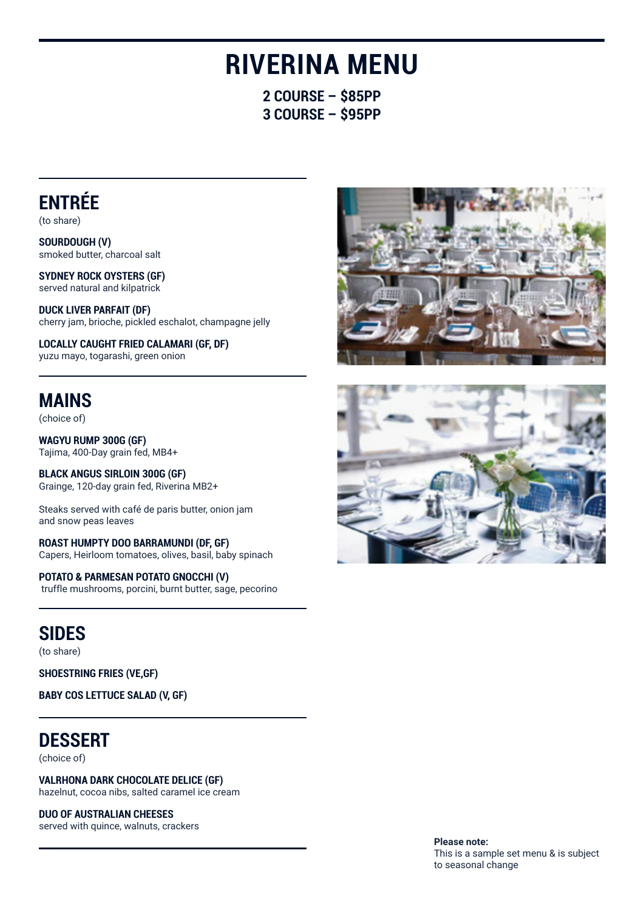# RIVERINA MENU

**2 COURSE – $85PP**
**3 COURSE – $95PP**

## ENTRÉE

(to share)

**SOURDOUGH (V)**
smoked butter, charcoal salt

**SYDNEY ROCK OYSTERS (GF)**
served natural and kilpatrick

**DUCK LIVER PARFAIT (DF)**
cherry jam, brioche, pickled eschalot, champagne jelly

**LOCALLY CAUGHT FRIED CALAMARI (GF, DF)**
yuzu mayo, togarashi, green onion

## MAINS

(choice of)

**WAGYU RUMP 300G (GF)**
Tajima, 400-Day grain fed, MB4+

**BLACK ANGUS SIRLOIN 300G (GF)**
Grainge, 120-day grain fed, Riverina MB2+

Steaks served with café de paris butter, onion jam and snow peas leaves

**ROAST HUMPTY DOO BARRAMUNDI (DF, GF)**
Capers, Heirloom tomatoes, olives, basil, baby spinach

**POTATO & PARMESAN POTATO GNOCCHI (V)**
truffle mushrooms, porcini, burnt butter, sage, pecorino

## SIDES

(to share)

**SHOESTRING FRIES (VE,GF)**

**BABY COS LETTUCE SALAD (V, GF)**

## DESSERT

(choice of)

**VALRHONA DARK CHOCOLATE DELICE (GF)**
hazelnut, cocoa nibs, salted caramel ice cream

**DUO OF AUSTRALIAN CHEESES**
served with quince, walnuts, crackers

**Please note:**
This is a sample set menu & is subject to seasonal change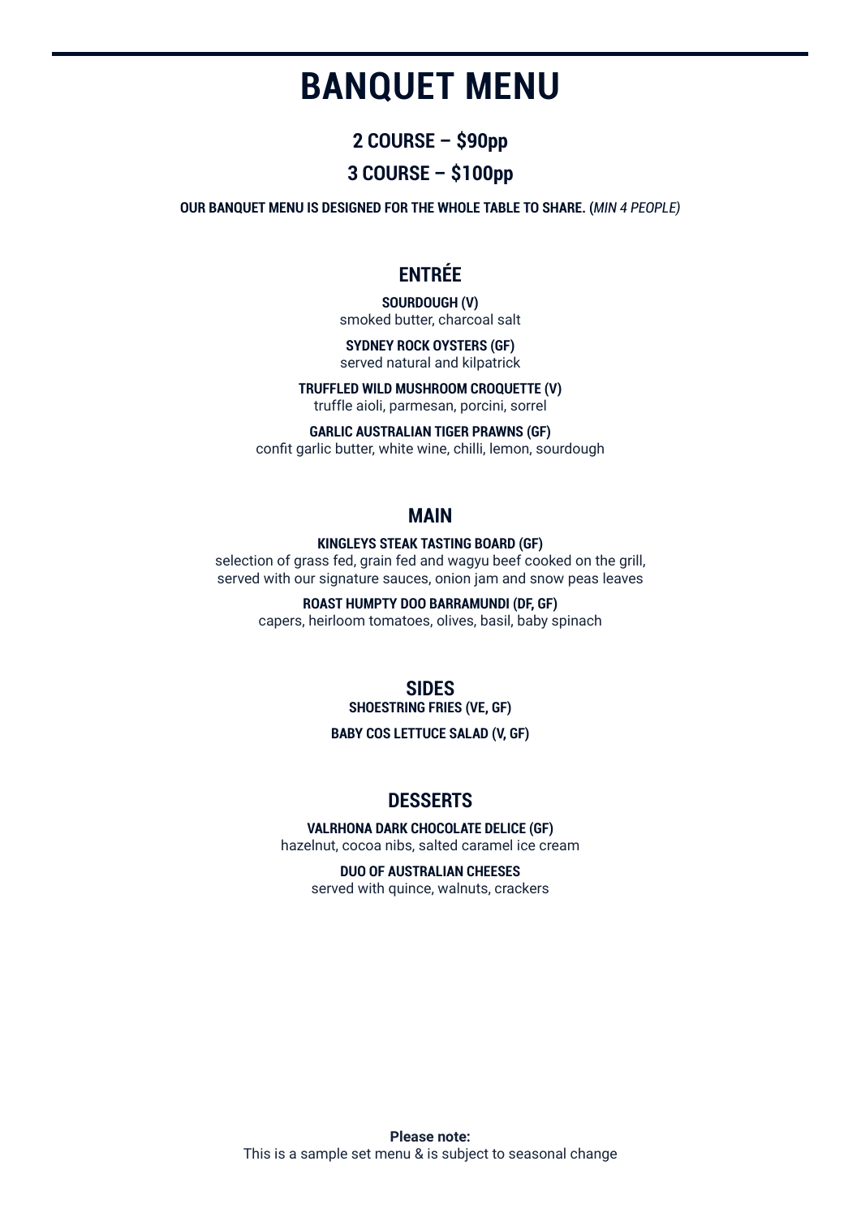# BANQUET MENU

## 2 COURSE – $90pp

## 3 COURSE – $100pp

**OUR BANQUET MENU IS DESIGNED FOR THE WHOLE TABLE TO SHARE.** (*MIN 4 PEOPLE*)

## ENTRÉE

**SOURDOUGH (V)**
smoked butter, charcoal salt

**SYDNEY ROCK OYSTERS (GF)**
served natural and kilpatrick

**TRUFFLED WILD MUSHROOM CROQUETTE (V)**
truffle aioli, parmesan, porcini, sorrel

**GARLIC AUSTRALIAN TIGER PRAWNS (GF)**
confit garlic butter, white wine, chilli, lemon, sourdough

## MAIN

**KINGLEYS STEAK TASTING BOARD (GF)**
selection of grass fed, grain fed and wagyu beef cooked on the grill, served with our signature sauces, onion jam and snow peas leaves

**ROAST HUMPTY DOO BARRAMUNDI (DF, GF)**
capers, heirloom tomatoes, olives, basil, baby spinach

## SIDES

**SHOESTRING FRIES (VE, GF)**

**BABY COS LETTUCE SALAD (V, GF)**

## DESSERTS

**VALRHONA DARK CHOCOLATE DELICE (GF)**
hazelnut, cocoa nibs, salted caramel ice cream

**DUO OF AUSTRALIAN CHEESES**
served with quince, walnuts, crackers

**Please note:**
This is a sample set menu & is subject to seasonal change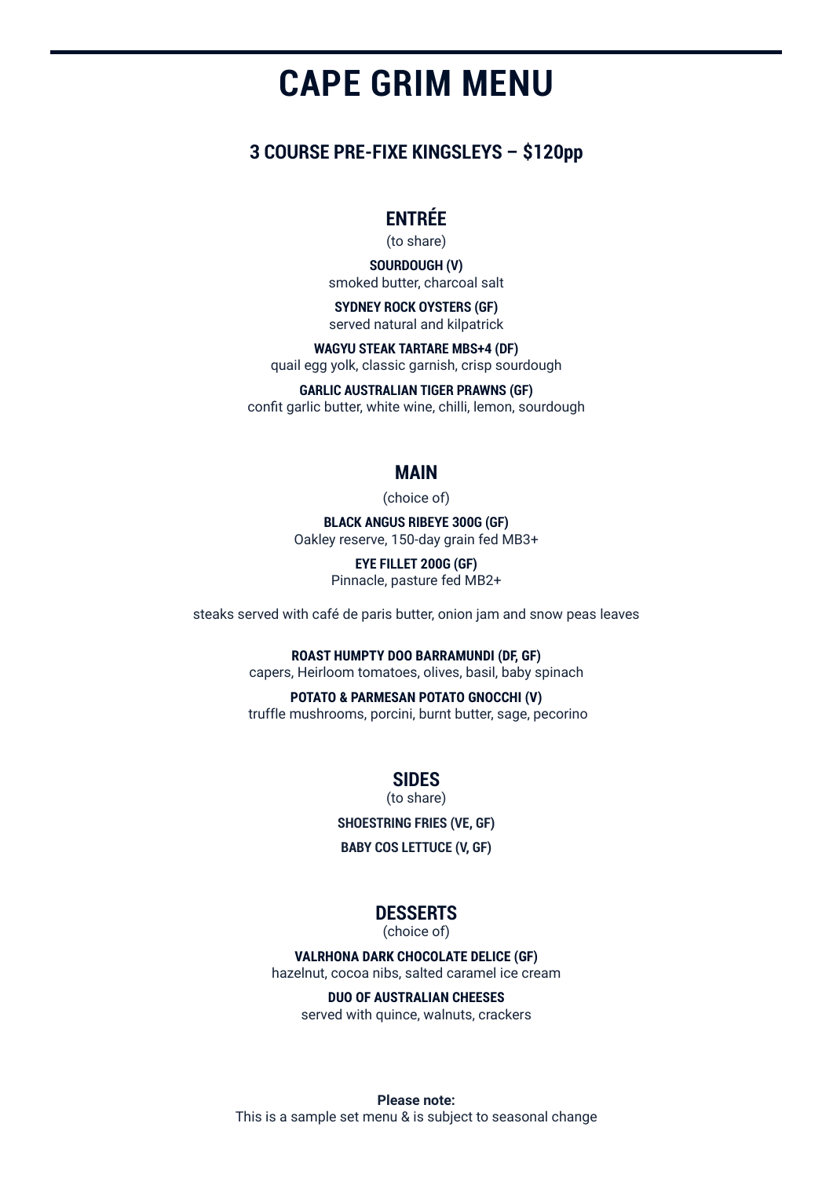# CAPE GRIM MENU

## 3 COURSE PRE-FIXE KINGSLEYS – $120pp

### ENTRÉE

(to share)

**SOURDOUGH (V)**
smoked butter, charcoal salt

**SYDNEY ROCK OYSTERS (GF)**
served natural and kilpatrick

**WAGYU STEAK TARTARE MBS+4 (DF)**
quail egg yolk, classic garnish, crisp sourdough

**GARLIC AUSTRALIAN TIGER PRAWNS (GF)**
confit garlic butter, white wine, chilli, lemon, sourdough

### MAIN

(choice of)

**BLACK ANGUS RIBEYE 300G (GF)**
Oakley reserve, 150-day grain fed MB3+

**EYE FILLET 200G (GF)**
Pinnacle, pasture fed MB2+

steaks served with café de paris butter, onion jam and snow peas leaves

**ROAST HUMPTY DOO BARRAMUNDI (DF, GF)**
capers, Heirloom tomatoes, olives, basil, baby spinach

**POTATO & PARMESAN POTATO GNOCCHI (V)**
truffle mushrooms, porcini, burnt butter, sage, pecorino

### SIDES

(to share)

**SHOESTRING FRIES (VE, GF)**

**BABY COS LETTUCE (V, GF)**

### DESSERTS

(choice of)

**VALRHONA DARK CHOCOLATE DELICE (GF)**
hazelnut, cocoa nibs, salted caramel ice cream

**DUO OF AUSTRALIAN CHEESES**
served with quince, walnuts, crackers

**Please note:**
This is a sample set menu & is subject to seasonal change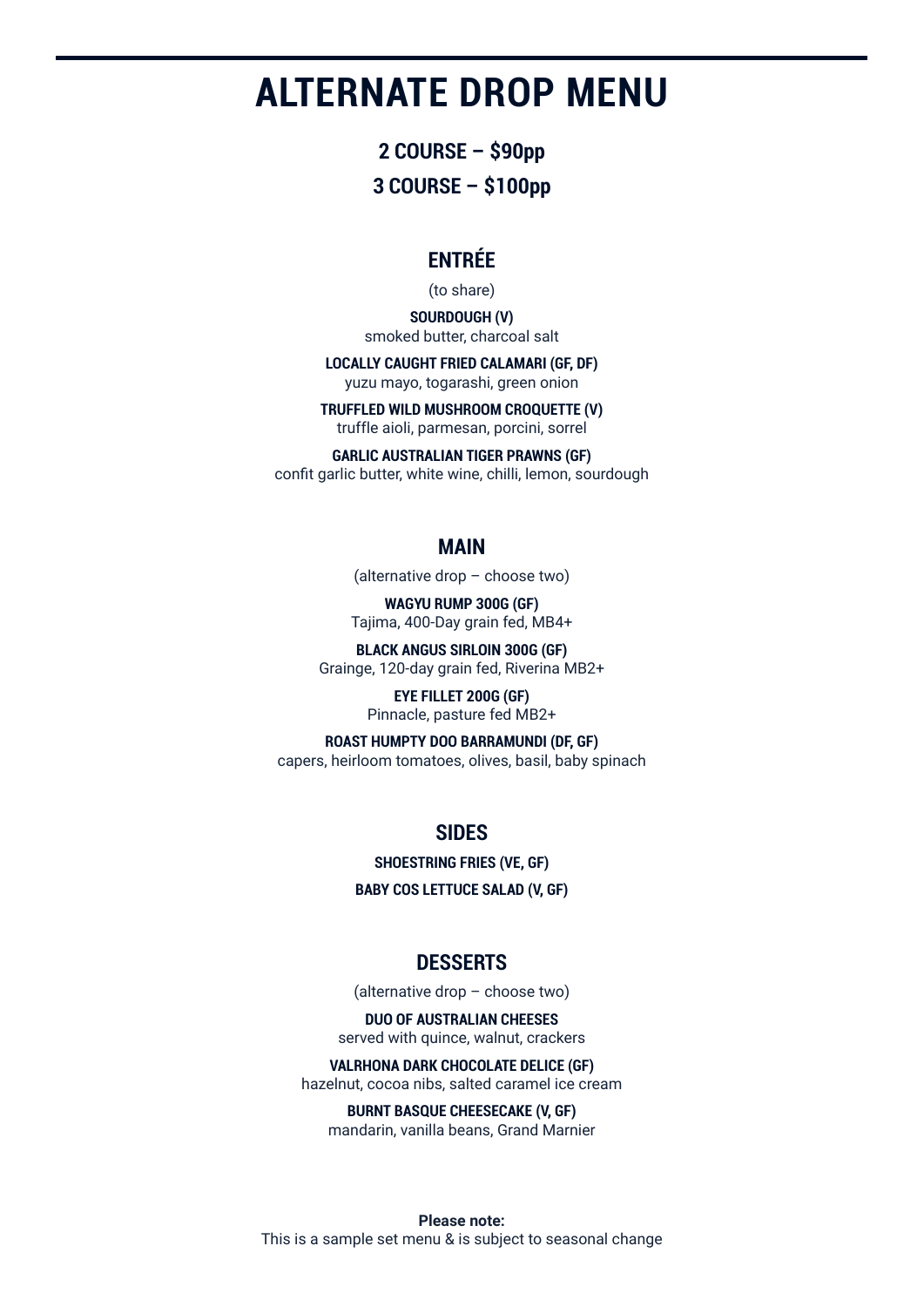# ALTERNATE DROP MENU

## 2 COURSE – $90pp

## 3 COURSE – $100pp

### ENTRÉE

(to share)

**SOURDOUGH (V)**
smoked butter, charcoal salt

**LOCALLY CAUGHT FRIED CALAMARI (GF, DF)**
yuzu mayo, togarashi, green onion

**TRUFFLED WILD MUSHROOM CROQUETTE (V)**
truffle aioli, parmesan, porcini, sorrel

**GARLIC AUSTRALIAN TIGER PRAWNS (GF)**
confit garlic butter, white wine, chilli, lemon, sourdough

### MAIN

(alternative drop – choose two)

**WAGYU RUMP 300G (GF)**
Tajima, 400-Day grain fed, MB4+

**BLACK ANGUS SIRLOIN 300G (GF)**
Grainge, 120-day grain fed, Riverina MB2+

**EYE FILLET 200G (GF)**
Pinnacle, pasture fed MB2+

**ROAST HUMPTY DOO BARRAMUNDI (DF, GF)**
capers, heirloom tomatoes, olives, basil, baby spinach

### SIDES

**SHOESTRING FRIES (VE, GF)**

**BABY COS LETTUCE SALAD (V, GF)**

### DESSERTS

(alternative drop – choose two)

**DUO OF AUSTRALIAN CHEESES**
served with quince, walnut, crackers

**VALRHONA DARK CHOCOLATE DELICE (GF)**
hazelnut, cocoa nibs, salted caramel ice cream

**BURNT BASQUE CHEESECAKE (V, GF)**
mandarin, vanilla beans, Grand Marnier

**Please note:**
This is a sample set menu & is subject to seasonal change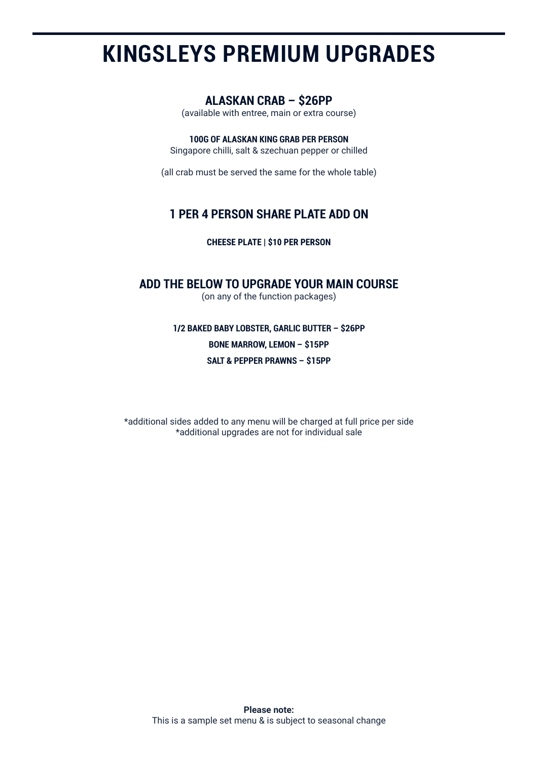# KINGSLEYS PREMIUM UPGRADES

## ALASKAN CRAB – $26PP

(available with entree, main or extra course)

**100G OF ALASKAN KING GRAB PER PERSON**

Singapore chilli, salt & szechuan pepper or chilled

(all crab must be served the same for the whole table)

## 1 PER 4 PERSON SHARE PLATE ADD ON

**CHEESE PLATE | $10 PER PERSON**

## ADD THE BELOW TO UPGRADE YOUR MAIN COURSE

(on any of the function packages)

**1/2 BAKED BABY LOBSTER, GARLIC BUTTER – $26PP**

**BONE MARROW, LEMON – $15PP**

**SALT & PEPPER PRAWNS – $15PP**

*additional sides added to any menu will be charged at full price per side
*additional upgrades are not for individual sale

**Please note:**
This is a sample set menu & is subject to seasonal change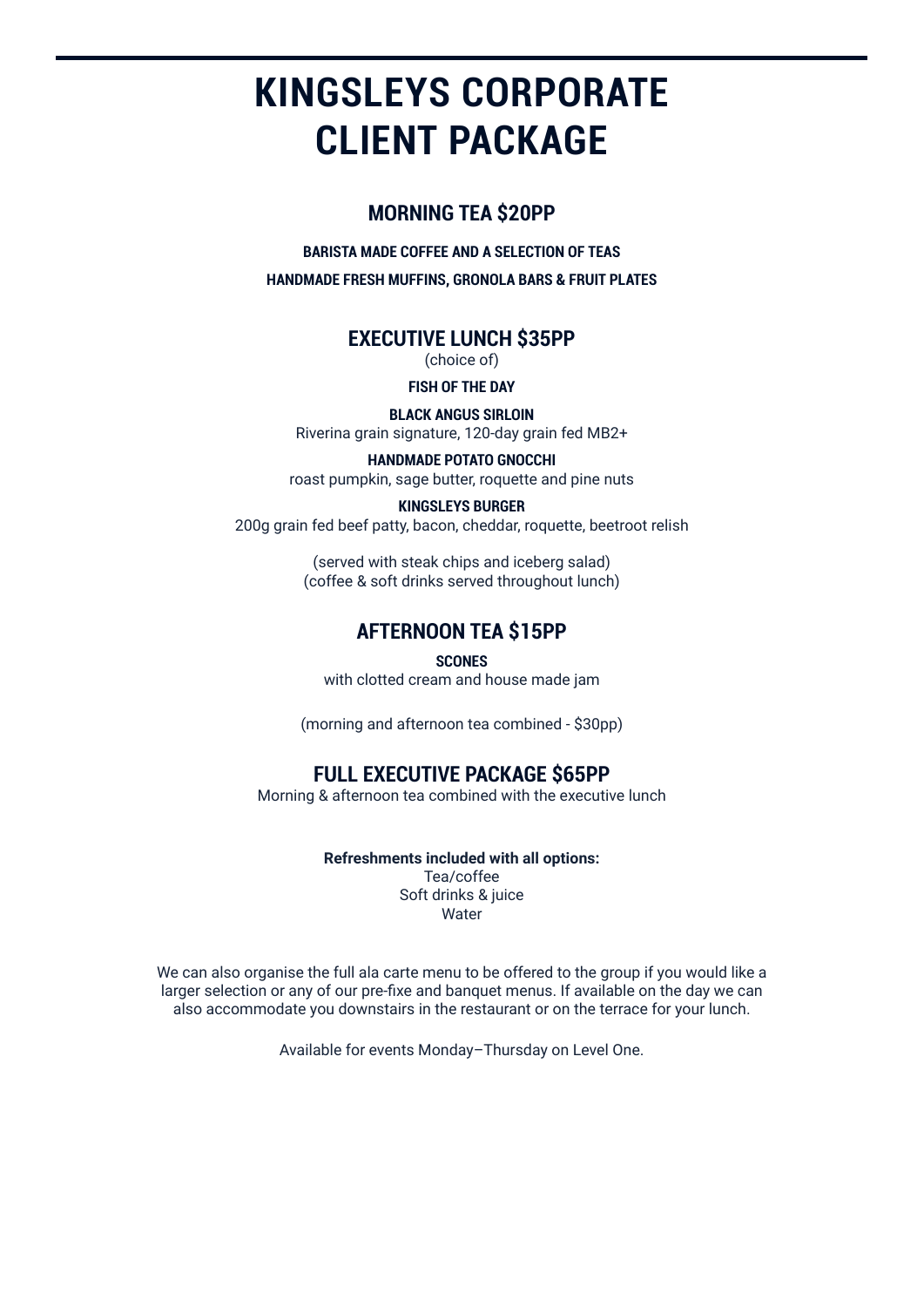# KINGSLEYS CORPORATE CLIENT PACKAGE

## MORNING TEA $20PP

**BARISTA MADE COFFEE AND A SELECTION OF TEAS**

**HANDMADE FRESH MUFFINS, GRONOLA BARS & FRUIT PLATES**

## EXECUTIVE LUNCH $35PP

(choice of)

**FISH OF THE DAY**

**BLACK ANGUS SIRLOIN**
Riverina grain signature, 120-day grain fed MB2+

**HANDMADE POTATO GNOCCHI**
roast pumpkin, sage butter, roquette and pine nuts

**KINGSLEYS BURGER**
200g grain fed beef patty, bacon, cheddar, roquette, beetroot relish

(served with steak chips and iceberg salad)
(coffee & soft drinks served throughout lunch)

## AFTERNOON TEA $15PP

**SCONES**
with clotted cream and house made jam

(morning and afternoon tea combined - $30pp)

## FULL EXECUTIVE PACKAGE $65PP

Morning & afternoon tea combined with the executive lunch

**Refreshments included with all options:**
Tea/coffee
Soft drinks & juice
Water

We can also organise the full ala carte menu to be offered to the group if you would like a larger selection or any of our pre-fixe and banquet menus. If available on the day we can also accommodate you downstairs in the restaurant or on the terrace for your lunch.

Available for events Monday–Thursday on Level One.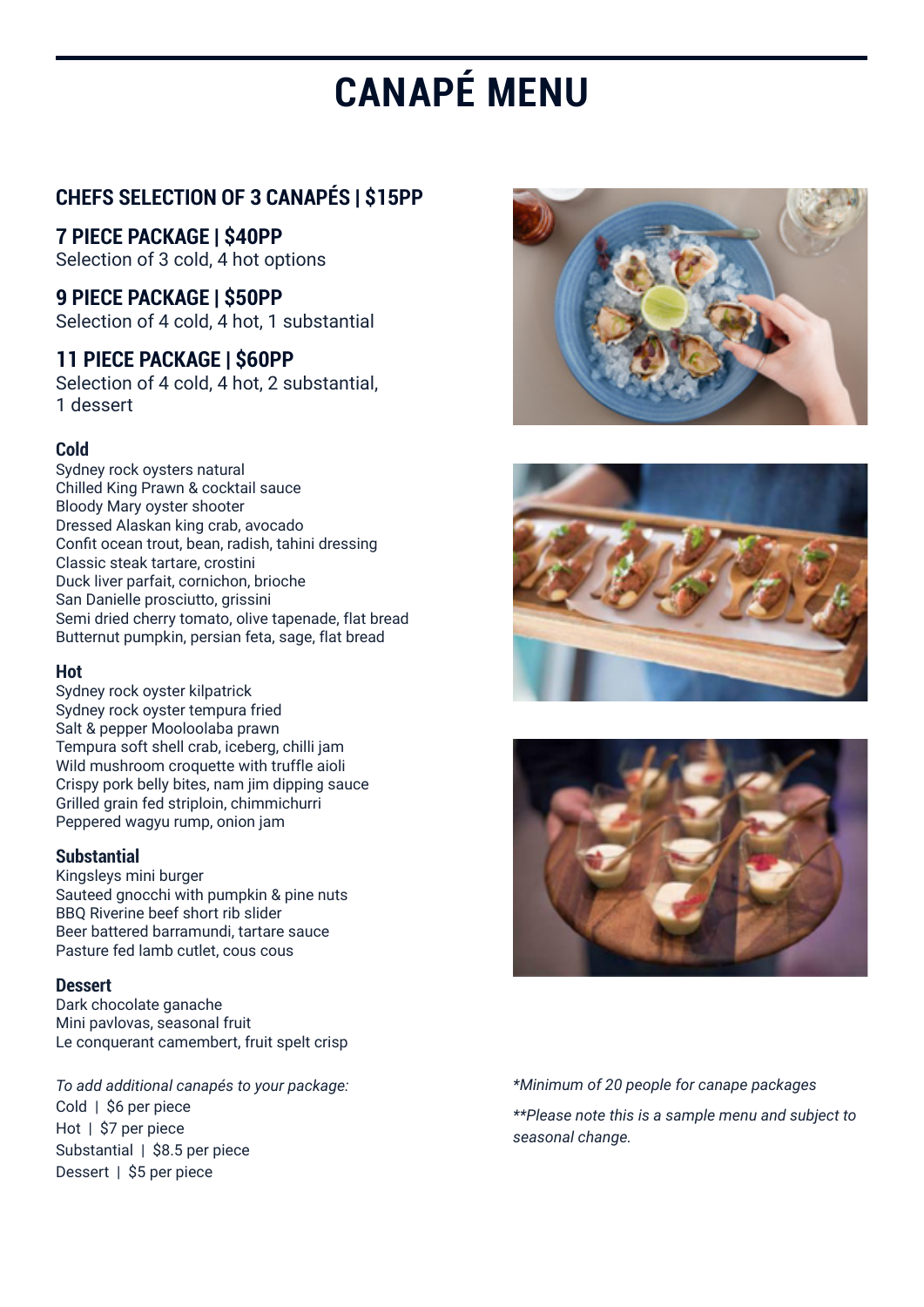# CANAPÉ MENU

## CHEFS SELECTION OF 3 CANAPÉS | $15PP

## 7 PIECE PACKAGE | $40PP

Selection of 3 cold, 4 hot options

## 9 PIECE PACKAGE | $50PP

Selection of 4 cold, 4 hot, 1 substantial

## 11 PIECE PACKAGE | $60PP

Selection of 4 cold, 4 hot, 2 substantial, 1 dessert

### Cold

Sydney rock oysters natural
Chilled King Prawn & cocktail sauce
Bloody Mary oyster shooter
Dressed Alaskan king crab, avocado
Confit ocean trout, bean, radish, tahini dressing
Classic steak tartare, crostini
Duck liver parfait, cornichon, brioche
San Danielle prosciutto, grissini
Semi dried cherry tomato, olive tapenade, flat bread
Butternut pumpkin, persian feta, sage, flat bread

### Hot

Sydney rock oyster kilpatrick
Sydney rock oyster tempura fried
Salt & pepper Mooloolaba prawn
Tempura soft shell crab, iceberg, chilli jam
Wild mushroom croquette with truffle aioli
Crispy pork belly bites, nam jim dipping sauce
Grilled grain fed striploin, chimmichurri
Peppered wagyu rump, onion jam

### Substantial

Kingsleys mini burger
Sauteed gnocchi with pumpkin & pine nuts
BBQ Riverine beef short rib slider
Beer battered barramundi, tartare sauce
Pasture fed lamb cutlet, cous cous

### Dessert

Dark chocolate ganache
Mini pavlovas, seasonal fruit
Le conquerant camembert, fruit spelt crisp

*To add additional canapés to your package:*
Cold | $6 per piece
Hot | $7 per piece
Substantial | $8.5 per piece
Dessert | $5 per piece

**Minimum of 20 people for canape packages*

***Please note this is a sample menu and subject to seasonal change.*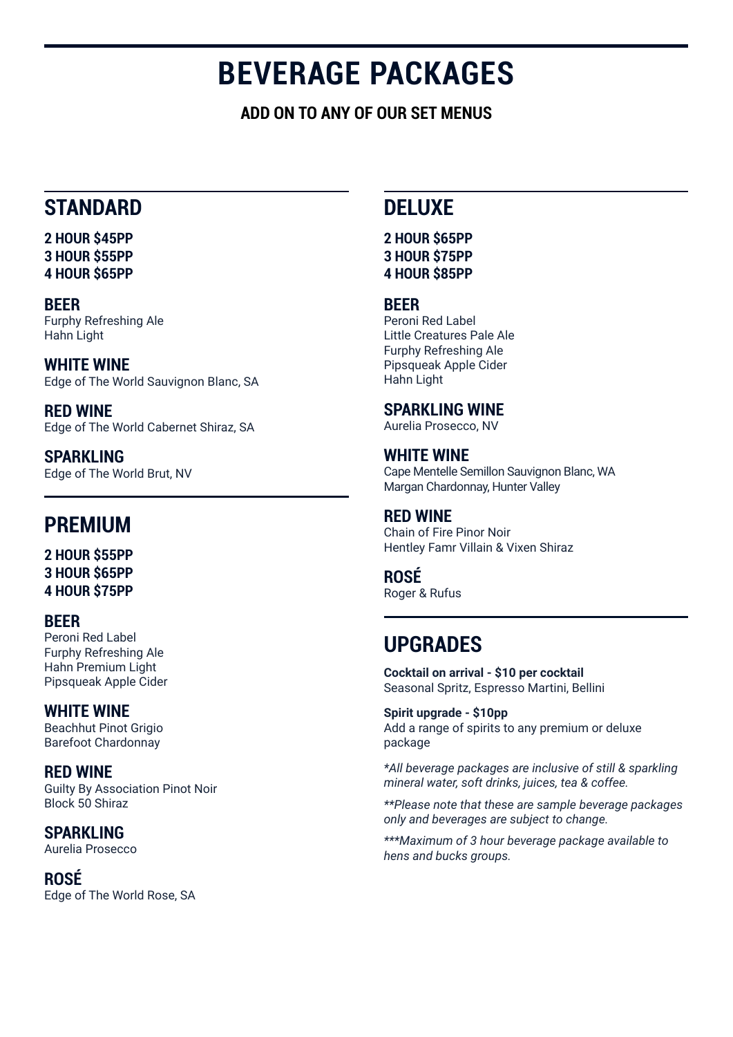# BEVERAGE PACKAGES

**ADD ON TO ANY OF OUR SET MENUS**

## STANDARD

**2 HOUR $45PP**
**3 HOUR $55PP**
**4 HOUR $65PP**

### BEER
Furphy Refreshing Ale
Hahn Light

### WHITE WINE
Edge of The World Sauvignon Blanc, SA

### RED WINE
Edge of The World Cabernet Shiraz, SA

### SPARKLING
Edge of The World Brut, NV

## PREMIUM

**2 HOUR $55PP**
**3 HOUR $65PP**
**4 HOUR $75PP**

### BEER
Peroni Red Label
Furphy Refreshing Ale
Hahn Premium Light
Pipsqueak Apple Cider

### WHITE WINE
Beachhut Pinot Grigio
Barefoot Chardonnay

### RED WINE
Guilty By Association Pinot Noir
Block 50 Shiraz

### SPARKLING
Aurelia Prosecco

### ROSÉ
Edge of The World Rose, SA

## DELUXE

**2 HOUR $65PP**
**3 HOUR $75PP**
**4 HOUR $85PP**

### BEER
Peroni Red Label
Little Creatures Pale Ale
Furphy Refreshing Ale
Pipsqueak Apple Cider
Hahn Light

### SPARKLING WINE
Aurelia Prosecco, NV

### WHITE WINE
Cape Mentelle Semillon Sauvignon Blanc, WA
Margan Chardonnay, Hunter Valley

### RED WINE
Chain of Fire Pinor Noir
Hentley Famr Villain & Vixen Shiraz

### ROSÉ
Roger & Rufus

## UPGRADES

**Cocktail on arrival - $10 per cocktail**
Seasonal Spritz, Espresso Martini, Bellini

**Spirit upgrade - $10pp**
Add a range of spirits to any premium or deluxe package

*\*All beverage packages are inclusive of still & sparkling mineral water, soft drinks, juices, tea & coffee.*

*\*\*Please note that these are sample beverage packages only and beverages are subject to change.*

*\*\*\*Maximum of 3 hour beverage package available to hens and bucks groups.*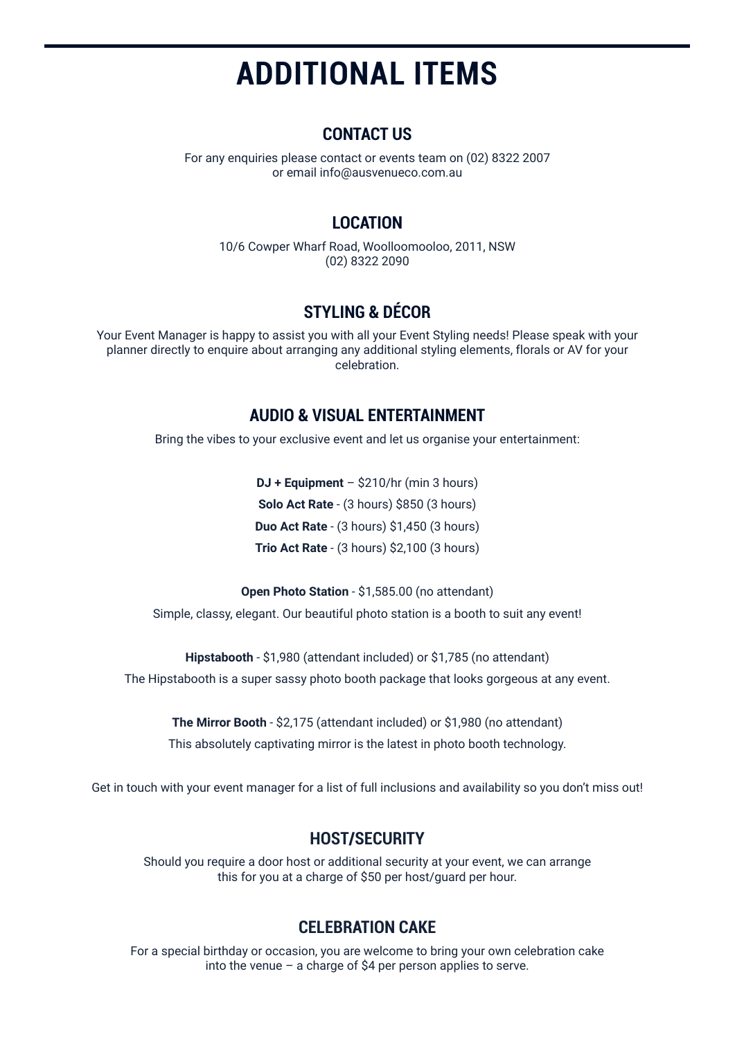# ADDITIONAL ITEMS

## CONTACT US

For any enquiries please contact or events team on (02) 8322 2007
or email info@ausvenueco.com.au

## LOCATION

10/6 Cowper Wharf Road, Woolloomooloo, 2011, NSW
(02) 8322 2090

## STYLING & DÉCOR

Your Event Manager is happy to assist you with all your Event Styling needs! Please speak with your planner directly to enquire about arranging any additional styling elements, florals or AV for your celebration.

## AUDIO & VISUAL ENTERTAINMENT

Bring the vibes to your exclusive event and let us organise your entertainment:

**DJ + Equipment** – $210/hr (min 3 hours)

**Solo Act Rate** - (3 hours) $850 (3 hours)

**Duo Act Rate** - (3 hours) $1,450 (3 hours)

**Trio Act Rate** - (3 hours) $2,100 (3 hours)

**Open Photo Station** - $1,585.00 (no attendant)

Simple, classy, elegant. Our beautiful photo station is a booth to suit any event!

**Hipstabooth** - $1,980 (attendant included) or $1,785 (no attendant)

The Hipstabooth is a super sassy photo booth package that looks gorgeous at any event.

**The Mirror Booth** - $2,175 (attendant included) or $1,980 (no attendant)

This absolutely captivating mirror is the latest in photo booth technology.

Get in touch with your event manager for a list of full inclusions and availability so you don't miss out!

## HOST/SECURITY

Should you require a door host or additional security at your event, we can arrange this for you at a charge of $50 per host/guard per hour.

## CELEBRATION CAKE

For a special birthday or occasion, you are welcome to bring your own celebration cake into the venue – a charge of $4 per person applies to serve.